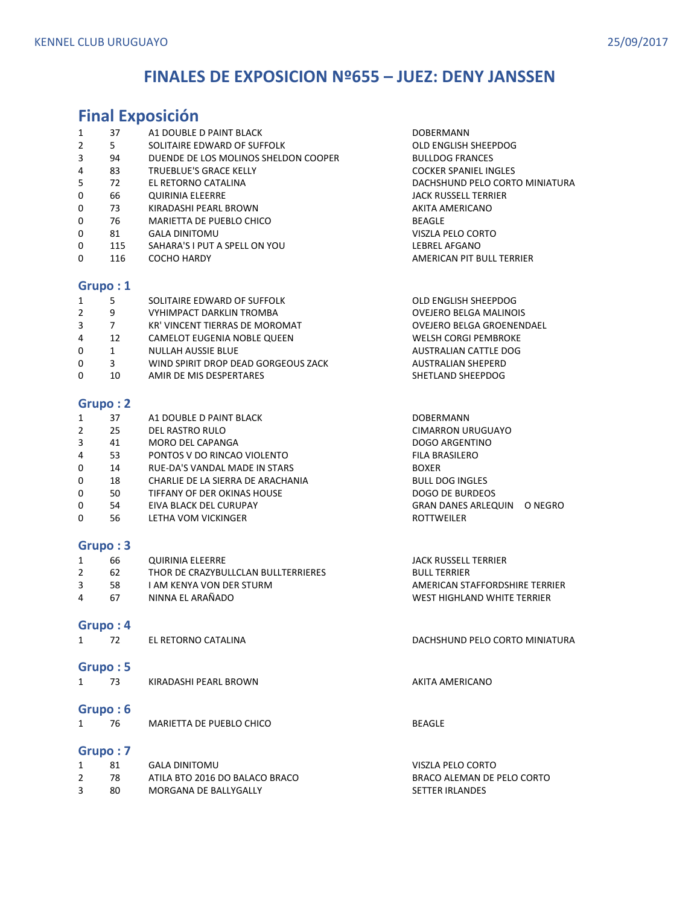# FINALES DE EXPOSICION Nº655 – JUEZ: DENY JANSSEN

## Final Exposición

| | | | |
|---|---|---|---|
| 1 | 37 | A1 DOUBLE D PAINT BLACK | DOBERMANN |
| 2 | 5 | SOLITAIRE EDWARD OF SUFFOLK | OLD ENGLISH SHEEPDOG |
| 3 | 94 | DUENDE DE LOS MOLINOS SHELDON COOPER | BULLDOG FRANCES |
| 4 | 83 | TRUEBLUE'S GRACE KELLY | COCKER SPANIEL INGLES |
| 5 | 72 | EL RETORNO CATALINA | DACHSHUND PELO CORTO MINIATURA |
| 0 | 66 | QUIRINIA ELEERRE | JACK RUSSELL TERRIER |
| 0 | 73 | KIRADASHI PEARL BROWN | AKITA AMERICANO |
| 0 | 76 | MARIETTA DE PUEBLO CHICO | BEAGLE |
| 0 | 81 | GALA DINITOMU | VISZLA PELO CORTO |
| 0 | 115 | SAHARA'S I PUT A SPELL ON YOU | LEBREL AFGANO |
| 0 | 116 | COCHO HARDY | AMERICAN PIT BULL TERRIER |

### Grupo : 1

| | | | |
|---|---|---|---|
| 1 | 5 | SOLITAIRE EDWARD OF SUFFOLK | OLD ENGLISH SHEEPDOG |
| 2 | 9 | VYHIMPACT DARKLIN TROMBA | OVEJERO BELGA MALINOIS |
| 3 | 7 | KR' VINCENT TIERRAS DE MOROMAT | OVEJERO BELGA GROENENDAEL |
| 4 | 12 | CAMELOT EUGENIA NOBLE QUEEN | WELSH CORGI PEMBROKE |
| 0 | 1 | NULLAH AUSSIE BLUE | AUSTRALIAN CATTLE DOG |
| 0 | 3 | WIND SPIRIT DROP DEAD GORGEOUS ZACK | AUSTRALIAN SHEPERD |
| 0 | 10 | AMIR DE MIS DESPERTARES | SHETLAND SHEEPDOG |

### Grupo : 2

| | | | |
|---|---|---|---|
| 1 | 37 | A1 DOUBLE D PAINT BLACK | DOBERMANN |
| 2 | 25 | DEL RASTRO RULO | CIMARRON URUGUAYO |
| 3 | 41 | MORO DEL CAPANGA | DOGO ARGENTINO |
| 4 | 53 | PONTOS V DO RINCAO VIOLENTO | FILA BRASILERO |
| 0 | 14 | RUE-DA'S VANDAL MADE IN STARS | BOXER |
| 0 | 18 | CHARLIE DE LA SIERRA DE ARACHANIA | BULL DOG INGLES |
| 0 | 50 | TIFFANY OF DER OKINAS HOUSE | DOGO DE BURDEOS |
| 0 | 54 | EIVA BLACK DEL CURUPAY | GRAN DANES ARLEQUIN O NEGRO |
| 0 | 56 | LETHA VOM VICKINGER | ROTTWEILER |

### Grupo : 3

| | | | |
|---|---|---|---|
| 1 | 66 | QUIRINIA ELEERRE | JACK RUSSELL TERRIER |
| 2 | 62 | THOR DE CRAZYBULLCLAN BULLTERRIERES | BULL TERRIER |
| 3 | 58 | I AM KENYA VON DER STURM | AMERICAN STAFFORDSHIRE TERRIER |
| 4 | 67 | NINNA EL ARAÑADO | WEST HIGHLAND WHITE TERRIER |

### Grupo : 4

| | | | |
|---|---|---|---|
| 1 | 72 | EL RETORNO CATALINA | DACHSHUND PELO CORTO MINIATURA |

### Grupo : 5

| | | | |
|---|---|---|---|
| 1 | 73 | KIRADASHI PEARL BROWN | AKITA AMERICANO |

### Grupo : 6

| | | | |
|---|---|---|---|
| 1 | 76 | MARIETTA DE PUEBLO CHICO | BEAGLE |

### Grupo : 7

| | | | |
|---|---|---|---|
| 1 | 81 | GALA DINITOMU | VISZLA PELO CORTO |
| 2 | 78 | ATILA BTO 2016 DO BALACO BRACO | BRACO ALEMAN DE PELO CORTO |
| 3 | 80 | MORGANA DE BALLYGALLY | SETTER IRLANDES |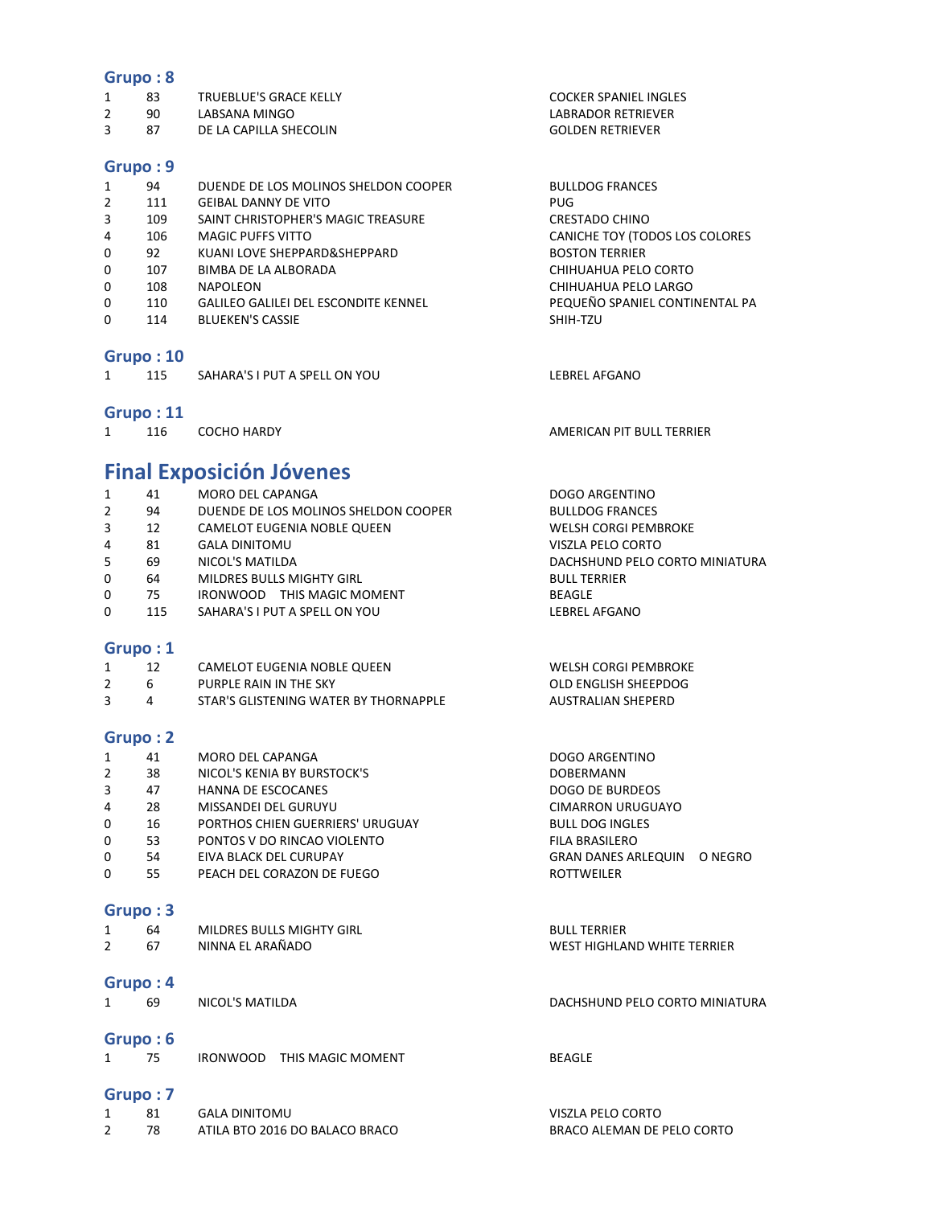## Grupo : 8

| | | | |
|---|---|---|---|
| 1 | 83 | TRUEBLUE'S GRACE KELLY | COCKER SPANIEL INGLES |
| 2 | 90 | LABSANA MINGO | LABRADOR RETRIEVER |
| 3 | 87 | DE LA CAPILLA SHECOLIN | GOLDEN RETRIEVER |

## Grupo : 9

| | | | |
|---|---|---|---|
| 1 | 94 | DUENDE DE LOS MOLINOS SHELDON COOPER | BULLDOG FRANCES |
| 2 | 111 | GEIBAL DANNY DE VITO | PUG |
| 3 | 109 | SAINT CHRISTOPHER'S MAGIC TREASURE | CRESTADO CHINO |
| 4 | 106 | MAGIC PUFFS VITTO | CANICHE TOY (TODOS LOS COLORES |
| 0 | 92 | KUANI LOVE SHEPPARD&SHEPPARD | BOSTON TERRIER |
| 0 | 107 | BIMBA DE LA ALBORADA | CHIHUAHUA PELO CORTO |
| 0 | 108 | NAPOLEON | CHIHUAHUA PELO LARGO |
| 0 | 110 | GALILEO GALILEI DEL ESCONDITE KENNEL | PEQUEÑO SPANIEL CONTINENTAL PA |
| 0 | 114 | BLUEKEN'S CASSIE | SHIH-TZU |

## Grupo : 10

| | | | |
|---|---|---|---|
| 1 | 115 | SAHARA'S I PUT A SPELL ON YOU | LEBREL AFGANO |

## Grupo : 11

| | | | |
|---|---|---|---|
| 1 | 116 | COCHO HARDY | AMERICAN PIT BULL TERRIER |

# Final Exposición Jóvenes

| | | | |
|---|---|---|---|
| 1 | 41 | MORO DEL CAPANGA | DOGO ARGENTINO |
| 2 | 94 | DUENDE DE LOS MOLINOS SHELDON COOPER | BULLDOG FRANCES |
| 3 | 12 | CAMELOT EUGENIA NOBLE QUEEN | WELSH CORGI PEMBROKE |
| 4 | 81 | GALA DINITOMU | VISZLA PELO CORTO |
| 5 | 69 | NICOL'S MATILDA | DACHSHUND PELO CORTO MINIATURA |
| 0 | 64 | MILDRES BULLS MIGHTY GIRL | BULL TERRIER |
| 0 | 75 | IRONWOOD THIS MAGIC MOMENT | BEAGLE |
| 0 | 115 | SAHARA'S I PUT A SPELL ON YOU | LEBREL AFGANO |

## Grupo : 1

| | | | |
|---|---|---|---|
| 1 | 12 | CAMELOT EUGENIA NOBLE QUEEN | WELSH CORGI PEMBROKE |
| 2 | 6 | PURPLE RAIN IN THE SKY | OLD ENGLISH SHEEPDOG |
| 3 | 4 | STAR'S GLISTENING WATER BY THORNAPPLE | AUSTRALIAN SHEPERD |

## Grupo : 2

| | | | |
|---|---|---|---|
| 1 | 41 | MORO DEL CAPANGA | DOGO ARGENTINO |
| 2 | 38 | NICOL'S KENIA BY BURSTOCK'S | DOBERMANN |
| 3 | 47 | HANNA DE ESCOCANES | DOGO DE BURDEOS |
| 4 | 28 | MISSANDEI DEL GURUYU | CIMARRON URUGUAYO |
| 0 | 16 | PORTHOS CHIEN GUERRIERS' URUGUAY | BULL DOG INGLES |
| 0 | 53 | PONTOS V DO RINCAO VIOLENTO | FILA BRASILERO |
| 0 | 54 | EIVA BLACK DEL CURUPAY | GRAN DANES ARLEQUIN O NEGRO |
| 0 | 55 | PEACH DEL CORAZON DE FUEGO | ROTTWEILER |

## Grupo : 3

| | | | |
|---|---|---|---|
| 1 | 64 | MILDRES BULLS MIGHTY GIRL | BULL TERRIER |
| 2 | 67 | NINNA EL ARAÑADO | WEST HIGHLAND WHITE TERRIER |

## Grupo : 4

| | | | |
|---|---|---|---|
| 1 | 69 | NICOL'S MATILDA | DACHSHUND PELO CORTO MINIATURA |

## Grupo : 6

| | | | |
|---|---|---|---|
| 1 | 75 | IRONWOOD THIS MAGIC MOMENT | BEAGLE |

## Grupo : 7

| | | | |
|---|---|---|---|
| 1 | 81 | GALA DINITOMU | VISZLA PELO CORTO |
| 2 | 78 | ATILA BTO 2016 DO BALACO BRACO | BRACO ALEMAN DE PELO CORTO |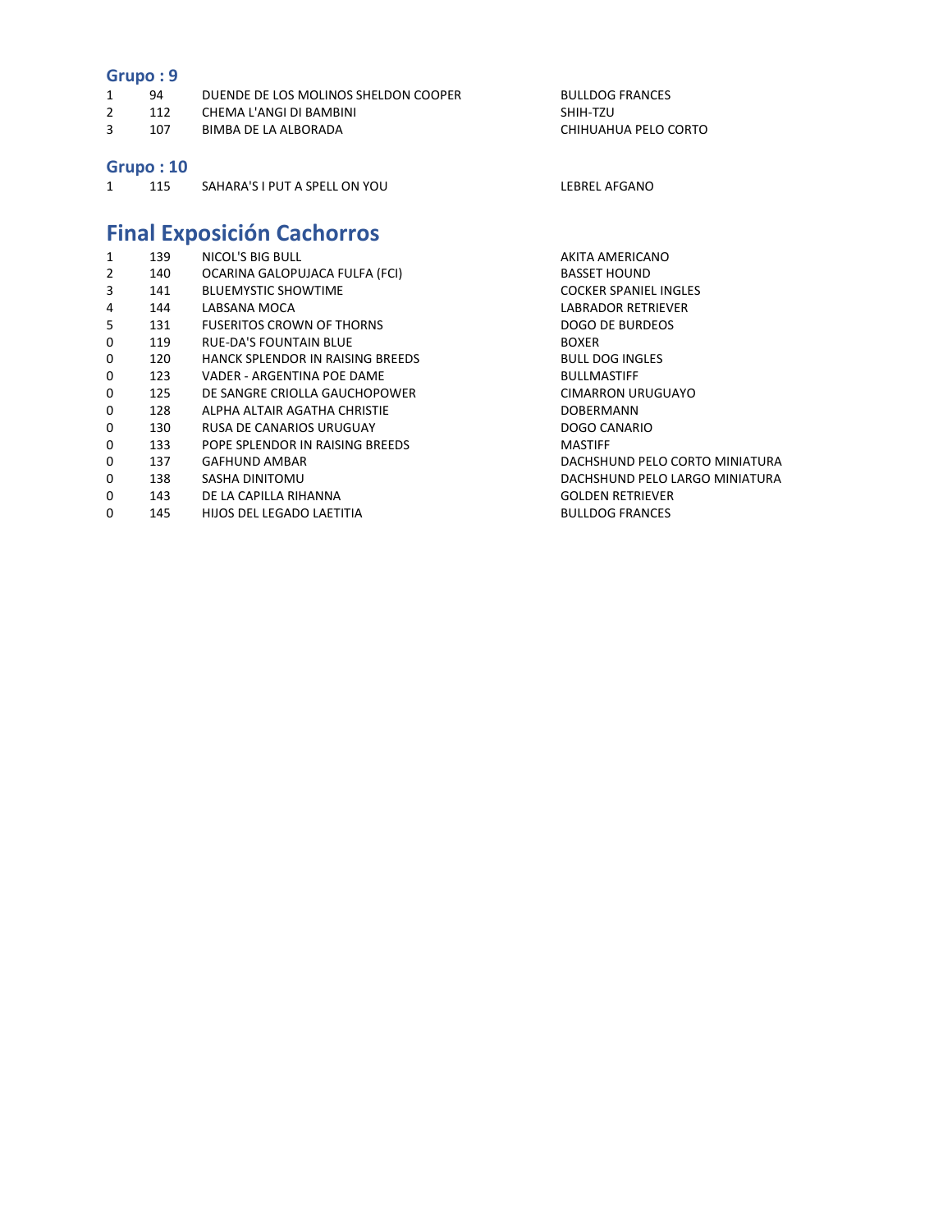### Grupo : 9

| | | | |
|---|---|---|---|
| 1 | 94 | DUENDE DE LOS MOLINOS SHELDON COOPER | BULLDOG FRANCES |
| 2 | 112 | CHEMA L'ANGI DI BAMBINI | SHIH-TZU |
| 3 | 107 | BIMBA DE LA ALBORADA | CHIHUAHUA PELO CORTO |

### Grupo : 10

| | | | |
|---|---|---|---|
| 1 | 115 | SAHARA'S I PUT A SPELL ON YOU | LEBREL AFGANO |

## Final Exposición Cachorros

| | | | |
|---|---|---|---|
| 1 | 139 | NICOL'S BIG BULL | AKITA AMERICANO |
| 2 | 140 | OCARINA GALOPUJACA FULFA (FCI) | BASSET HOUND |
| 3 | 141 | BLUEMYSTIC SHOWTIME | COCKER SPANIEL INGLES |
| 4 | 144 | LABSANA MOCA | LABRADOR RETRIEVER |
| 5 | 131 | FUSERITOS CROWN OF THORNS | DOGO DE BURDEOS |
| 0 | 119 | RUE-DA'S FOUNTAIN BLUE | BOXER |
| 0 | 120 | HANCK SPLENDOR IN RAISING BREEDS | BULL DOG INGLES |
| 0 | 123 | VADER - ARGENTINA POE DAME | BULLMASTIFF |
| 0 | 125 | DE SANGRE CRIOLLA GAUCHOPOWER | CIMARRON URUGUAYO |
| 0 | 128 | ALPHA ALTAIR AGATHA CHRISTIE | DOBERMANN |
| 0 | 130 | RUSA DE CANARIOS URUGUAY | DOGO CANARIO |
| 0 | 133 | POPE SPLENDOR IN RAISING BREEDS | MASTIFF |
| 0 | 137 | GAFHUND AMBAR | DACHSHUND PELO CORTO MINIATURA |
| 0 | 138 | SASHA DINITOMU | DACHSHUND PELO LARGO MINIATURA |
| 0 | 143 | DE LA CAPILLA RIHANNA | GOLDEN RETRIEVER |
| 0 | 145 | HIJOS DEL LEGADO LAETITIA | BULLDOG FRANCES |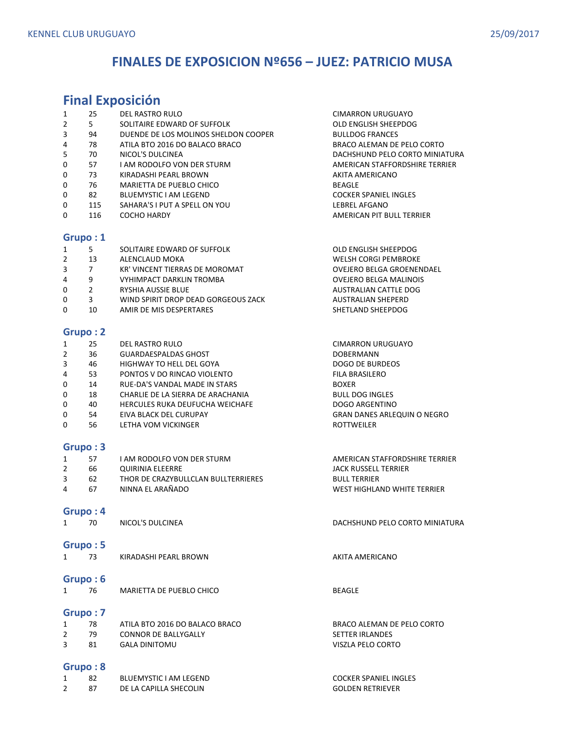# FINALES DE EXPOSICION Nº656 – JUEZ: PATRICIO MUSA

## Final Exposición

| | | | |
|---|---|---|---|
| 1 | 25 | DEL RASTRO RULO | CIMARRON URUGUAYO |
| 2 | 5 | SOLITAIRE EDWARD OF SUFFOLK | OLD ENGLISH SHEEPDOG |
| 3 | 94 | DUENDE DE LOS MOLINOS SHELDON COOPER | BULLDOG FRANCES |
| 4 | 78 | ATILA BTO 2016 DO BALACO BRACO | BRACO ALEMAN DE PELO CORTO |
| 5 | 70 | NICOL'S DULCINEA | DACHSHUND PELO CORTO MINIATURA |
| 0 | 57 | I AM RODOLFO VON DER STURM | AMERICAN STAFFORDSHIRE TERRIER |
| 0 | 73 | KIRADASHI PEARL BROWN | AKITA AMERICANO |
| 0 | 76 | MARIETTA DE PUEBLO CHICO | BEAGLE |
| 0 | 82 | BLUEMYSTIC I AM LEGEND | COCKER SPANIEL INGLES |
| 0 | 115 | SAHARA'S I PUT A SPELL ON YOU | LEBREL AFGANO |
| 0 | 116 | COCHO HARDY | AMERICAN PIT BULL TERRIER |

## Grupo : 1

| | | | |
|---|---|---|---|
| 1 | 5 | SOLITAIRE EDWARD OF SUFFOLK | OLD ENGLISH SHEEPDOG |
| 2 | 13 | ALENCLAUD MOKA | WELSH CORGI PEMBROKE |
| 3 | 7 | KR' VINCENT TIERRAS DE MOROMAT | OVEJERO BELGA GROENENDAEL |
| 4 | 9 | VYHIMPACT DARKLIN TROMBA | OVEJERO BELGA MALINOIS |
| 0 | 2 | RYSHIA AUSSIE BLUE | AUSTRALIAN CATTLE DOG |
| 0 | 3 | WIND SPIRIT DROP DEAD GORGEOUS ZACK | AUSTRALIAN SHEPERD |
| 0 | 10 | AMIR DE MIS DESPERTARES | SHETLAND SHEEPDOG |

## Grupo : 2

| | | | |
|---|---|---|---|
| 1 | 25 | DEL RASTRO RULO | CIMARRON URUGUAYO |
| 2 | 36 | GUARDAESPALDAS GHOST | DOBERMANN |
| 3 | 46 | HIGHWAY TO HELL DEL GOYA | DOGO DE BURDEOS |
| 4 | 53 | PONTOS V DO RINCAO VIOLENTO | FILA BRASILERO |
| 0 | 14 | RUE-DA'S VANDAL MADE IN STARS | BOXER |
| 0 | 18 | CHARLIE DE LA SIERRA DE ARACHANIA | BULL DOG INGLES |
| 0 | 40 | HERCULES RUKA DEUFUCHA WEICHAFE | DOGO ARGENTINO |
| 0 | 54 | EIVA BLACK DEL CURUPAY | GRAN DANES ARLEQUIN O NEGRO |
| 0 | 56 | LETHA VOM VICKINGER | ROTTWEILER |

## Grupo : 3

| | | | |
|---|---|---|---|
| 1 | 57 | I AM RODOLFO VON DER STURM | AMERICAN STAFFORDSHIRE TERRIER |
| 2 | 66 | QUIRINIA ELEERRE | JACK RUSSELL TERRIER |
| 3 | 62 | THOR DE CRAZYBULLCLAN BULLTERRIERES | BULL TERRIER |
| 4 | 67 | NINNA EL ARAÑADO | WEST HIGHLAND WHITE TERRIER |

## Grupo : 4

| | | | |
|---|---|---|---|
| 1 | 70 | NICOL'S DULCINEA | DACHSHUND PELO CORTO MINIATURA |

## Grupo : 5

| | | | |
|---|---|---|---|
| 1 | 73 | KIRADASHI PEARL BROWN | AKITA AMERICANO |

## Grupo : 6

| | | | |
|---|---|---|---|
| 1 | 76 | MARIETTA DE PUEBLO CHICO | BEAGLE |

## Grupo : 7

| | | | |
|---|---|---|---|
| 1 | 78 | ATILA BTO 2016 DO BALACO BRACO | BRACO ALEMAN DE PELO CORTO |
| 2 | 79 | CONNOR DE BALLYGALLY | SETTER IRLANDES |
| 3 | 81 | GALA DINITOMU | VISZLA PELO CORTO |

## Grupo : 8

| | | | |
|---|---|---|---|
| 1 | 82 | BLUEMYSTIC I AM LEGEND | COCKER SPANIEL INGLES |
| 2 | 87 | DE LA CAPILLA SHECOLIN | GOLDEN RETRIEVER |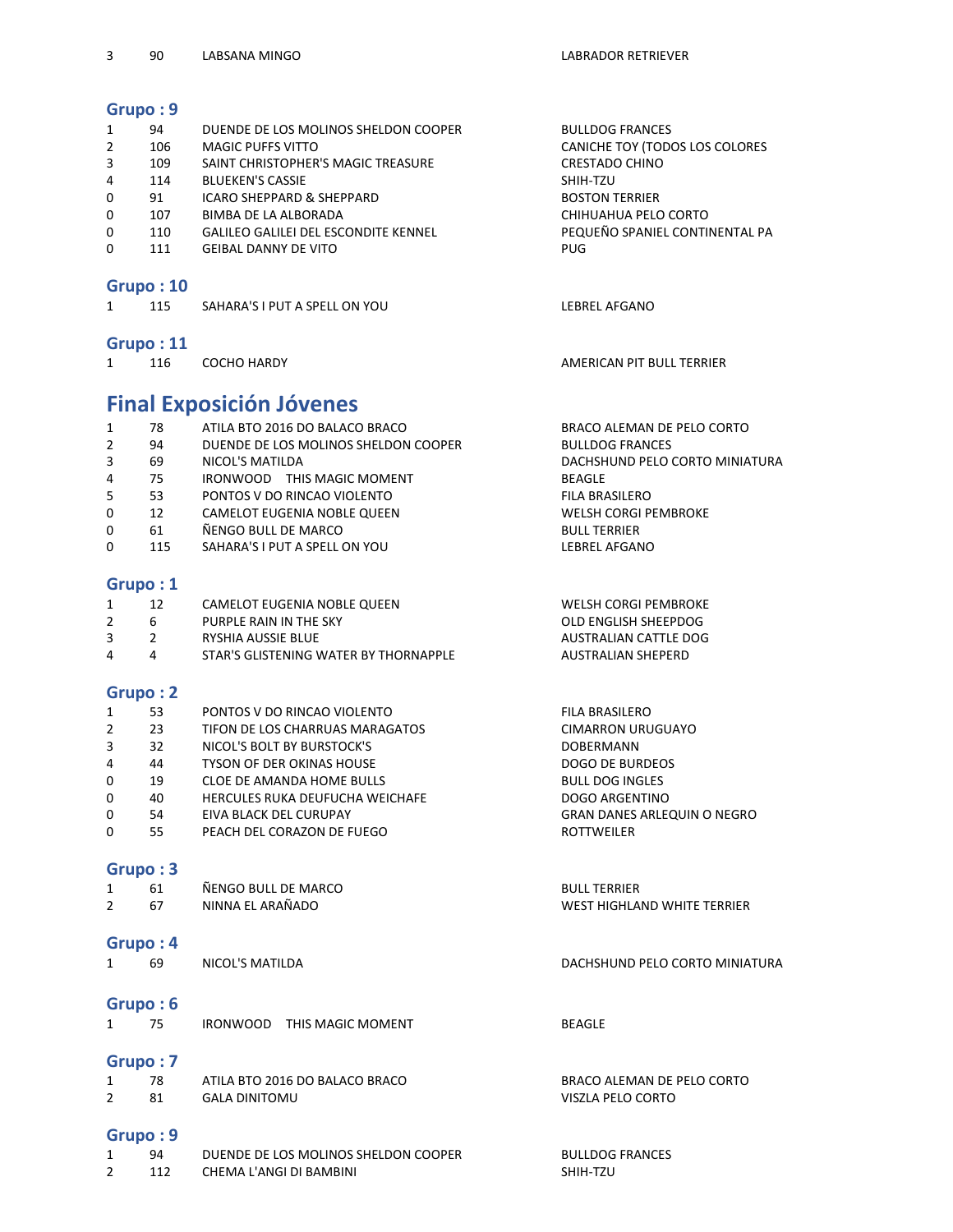| | | | |
|---|---|---|---|
| 3 | 90 | LABSANA MINGO | LABRADOR RETRIEVER |

## Grupo : 9

| | | | |
|---|---|---|---|
| 1 | 94 | DUENDE DE LOS MOLINOS SHELDON COOPER | BULLDOG FRANCES |
| 2 | 106 | MAGIC PUFFS VITTO | CANICHE TOY (TODOS LOS COLORES |
| 3 | 109 | SAINT CHRISTOPHER'S MAGIC TREASURE | CRESTADO CHINO |
| 4 | 114 | BLUEKEN'S CASSIE | SHIH-TZU |
| 0 | 91 | ICARO SHEPPARD & SHEPPARD | BOSTON TERRIER |
| 0 | 107 | BIMBA DE LA ALBORADA | CHIHUAHUA PELO CORTO |
| 0 | 110 | GALILEO GALILEI DEL ESCONDITE KENNEL | PEQUEÑO SPANIEL CONTINENTAL PA |
| 0 | 111 | GEIBAL DANNY DE VITO | PUG |

## Grupo : 10

| | | | |
|---|---|---|---|
| 1 | 115 | SAHARA'S I PUT A SPELL ON YOU | LEBREL AFGANO |

## Grupo : 11

| | | | |
|---|---|---|---|
| 1 | 116 | COCHO HARDY | AMERICAN PIT BULL TERRIER |

# Final Exposición Jóvenes

| | | | |
|---|---|---|---|
| 1 | 78 | ATILA BTO 2016 DO BALACO BRACO | BRACO ALEMAN DE PELO CORTO |
| 2 | 94 | DUENDE DE LOS MOLINOS SHELDON COOPER | BULLDOG FRANCES |
| 3 | 69 | NICOL'S MATILDA | DACHSHUND PELO CORTO MINIATURA |
| 4 | 75 | IRONWOOD THIS MAGIC MOMENT | BEAGLE |
| 5 | 53 | PONTOS V DO RINCAO VIOLENTO | FILA BRASILERO |
| 0 | 12 | CAMELOT EUGENIA NOBLE QUEEN | WELSH CORGI PEMBROKE |
| 0 | 61 | ÑENGO BULL DE MARCO | BULL TERRIER |
| 0 | 115 | SAHARA'S I PUT A SPELL ON YOU | LEBREL AFGANO |

## Grupo : 1

| | | | |
|---|---|---|---|
| 1 | 12 | CAMELOT EUGENIA NOBLE QUEEN | WELSH CORGI PEMBROKE |
| 2 | 6 | PURPLE RAIN IN THE SKY | OLD ENGLISH SHEEPDOG |
| 3 | 2 | RYSHIA AUSSIE BLUE | AUSTRALIAN CATTLE DOG |
| 4 | 4 | STAR'S GLISTENING WATER BY THORNAPPLE | AUSTRALIAN SHEPERD |

## Grupo : 2

| | | | |
|---|---|---|---|
| 1 | 53 | PONTOS V DO RINCAO VIOLENTO | FILA BRASILERO |
| 2 | 23 | TIFON DE LOS CHARRUAS MARAGATOS | CIMARRON URUGUAYO |
| 3 | 32 | NICOL'S BOLT BY BURSTOCK'S | DOBERMANN |
| 4 | 44 | TYSON OF DER OKINAS HOUSE | DOGO DE BURDEOS |
| 0 | 19 | CLOE DE AMANDA HOME BULLS | BULL DOG INGLES |
| 0 | 40 | HERCULES RUKA DEUFUCHA WEICHAFE | DOGO ARGENTINO |
| 0 | 54 | EIVA BLACK DEL CURUPAY | GRAN DANES ARLEQUIN O NEGRO |
| 0 | 55 | PEACH DEL CORAZON DE FUEGO | ROTTWEILER |

## Grupo : 3

| | | | |
|---|---|---|---|
| 1 | 61 | ÑENGO BULL DE MARCO | BULL TERRIER |
| 2 | 67 | NINNA EL ARAÑADO | WEST HIGHLAND WHITE TERRIER |

## Grupo : 4

| | | | |
|---|---|---|---|
| 1 | 69 | NICOL'S MATILDA | DACHSHUND PELO CORTO MINIATURA |

## Grupo : 6

| | | | |
|---|---|---|---|
| 1 | 75 | IRONWOOD THIS MAGIC MOMENT | BEAGLE |

## Grupo : 7

| | | | |
|---|---|---|---|
| 1 | 78 | ATILA BTO 2016 DO BALACO BRACO | BRACO ALEMAN DE PELO CORTO |
| 2 | 81 | GALA DINITOMU | VISZLA PELO CORTO |

## Grupo : 9

| | | | |
|---|---|---|---|
| 1 | 94 | DUENDE DE LOS MOLINOS SHELDON COOPER | BULLDOG FRANCES |
| 2 | 112 | CHEMA L'ANGI DI BAMBINI | SHIH-TZU |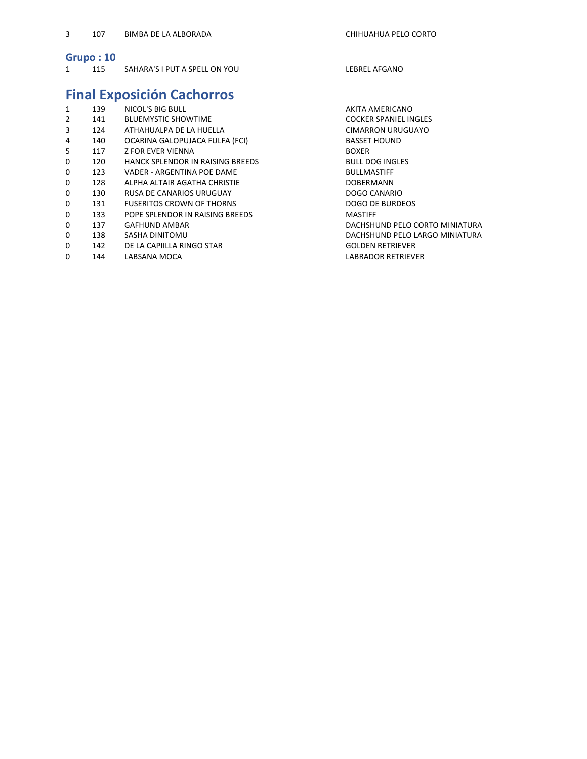| | | | |
|---|---|---|---|
| 3 | 107 | BIMBA DE LA ALBORADA | CHIHUAHUA PELO CORTO |

### Grupo : 10

| | | | |
|---|---|---|---|
| 1 | 115 | SAHARA'S I PUT A SPELL ON YOU | LEBREL AFGANO |

## Final Exposición Cachorros

| | | | |
|---|---|---|---|
| 1 | 139 | NICOL'S BIG BULL | AKITA AMERICANO |
| 2 | 141 | BLUEMYSTIC SHOWTIME | COCKER SPANIEL INGLES |
| 3 | 124 | ATHAHUALPA DE LA HUELLA | CIMARRON URUGUAYO |
| 4 | 140 | OCARINA GALOPUJACA FULFA (FCI) | BASSET HOUND |
| 5 | 117 | Z FOR EVER VIENNA | BOXER |
| 0 | 120 | HANCK SPLENDOR IN RAISING BREEDS | BULL DOG INGLES |
| 0 | 123 | VADER - ARGENTINA POE DAME | BULLMASTIFF |
| 0 | 128 | ALPHA ALTAIR AGATHA CHRISTIE | DOBERMANN |
| 0 | 130 | RUSA DE CANARIOS URUGUAY | DOGO CANARIO |
| 0 | 131 | FUSERITOS CROWN OF THORNS | DOGO DE BURDEOS |
| 0 | 133 | POPE SPLENDOR IN RAISING BREEDS | MASTIFF |
| 0 | 137 | GAFHUND AMBAR | DACHSHUND PELO CORTO MINIATURA |
| 0 | 138 | SASHA DINITOMU | DACHSHUND PELO LARGO MINIATURA |
| 0 | 142 | DE LA CAPIILLA RINGO STAR | GOLDEN RETRIEVER |
| 0 | 144 | LABSANA MOCA | LABRADOR RETRIEVER |